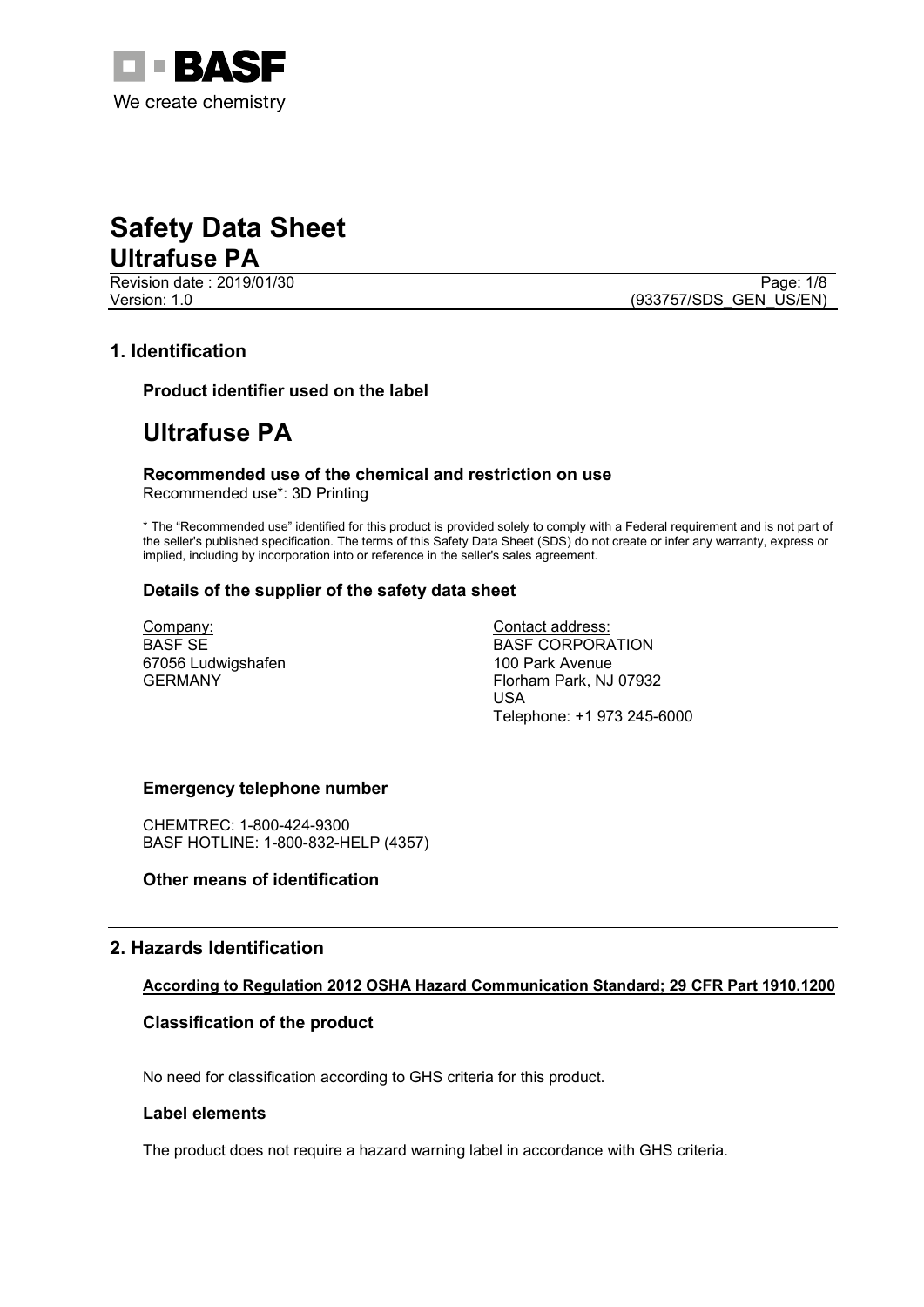BASF

We create chemistry

# Safety Data Sheet

## Ultrafuse PA

Revision date : 2019/01/30
Version: 1.0

(933757/SDS_GEN_US/EN)

## 1. Identification

### Product identifier used on the label

# Ultrafuse PA

### Recommended use of the chemical and restriction on use

Recommended use*: 3D Printing

* The "Recommended use" identified for this product is provided solely to comply with a Federal requirement and is not part of the seller's published specification. The terms of this Safety Data Sheet (SDS) do not create or infer any warranty, express or implied, including by incorporation into or reference in the seller's sales agreement.

### Details of the supplier of the safety data sheet

Company:
BASF SE
67056 Ludwigshafen
GERMANY

Contact address:
BASF CORPORATION
100 Park Avenue
Florham Park, NJ 07932
USA
Telephone: +1 973 245-6000

### Emergency telephone number

CHEMTREC: 1-800-424-9300
BASF HOTLINE: 1-800-832-HELP (4357)

### Other means of identification

## 2. Hazards Identification

**According to Regulation 2012 OSHA Hazard Communication Standard; 29 CFR Part 1910.1200**

### Classification of the product

No need for classification according to GHS criteria for this product.

### Label elements

The product does not require a hazard warning label in accordance with GHS criteria.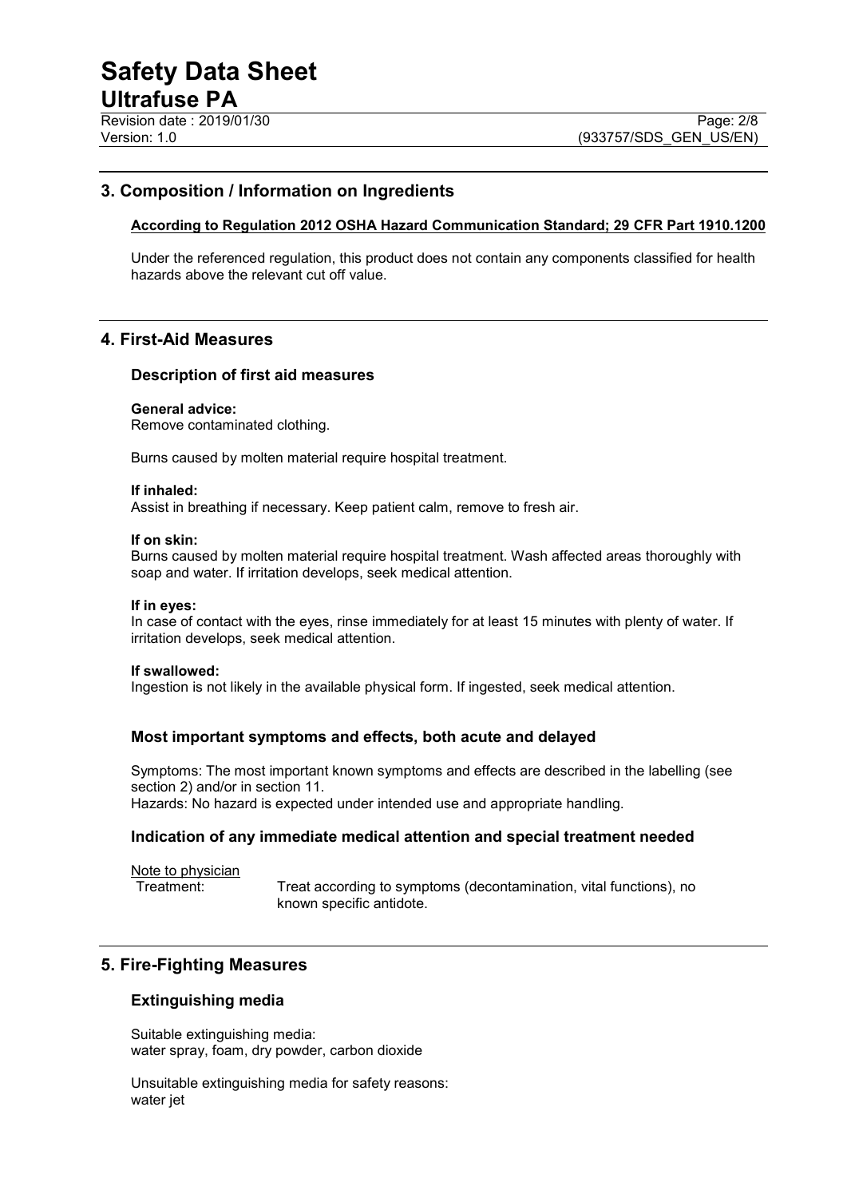## 3. Composition / Information on Ingredients

**According to Regulation 2012 OSHA Hazard Communication Standard; 29 CFR Part 1910.1200**

Under the referenced regulation, this product does not contain any components classified for health hazards above the relevant cut off value.

## 4. First-Aid Measures

### Description of first aid measures

**General advice:**
Remove contaminated clothing.

Burns caused by molten material require hospital treatment.

**If inhaled:**
Assist in breathing if necessary. Keep patient calm, remove to fresh air.

**If on skin:**
Burns caused by molten material require hospital treatment. Wash affected areas thoroughly with soap and water. If irritation develops, seek medical attention.

**If in eyes:**
In case of contact with the eyes, rinse immediately for at least 15 minutes with plenty of water. If irritation develops, seek medical attention.

**If swallowed:**
Ingestion is not likely in the available physical form. If ingested, seek medical attention.

### Most important symptoms and effects, both acute and delayed

Symptoms: The most important known symptoms and effects are described in the labelling (see section 2) and/or in section 11.
Hazards: No hazard is expected under intended use and appropriate handling.

### Indication of any immediate medical attention and special treatment needed

Note to physician
Treatment: Treat according to symptoms (decontamination, vital functions), no known specific antidote.

## 5. Fire-Fighting Measures

### Extinguishing media

Suitable extinguishing media:
water spray, foam, dry powder, carbon dioxide

Unsuitable extinguishing media for safety reasons:
water jet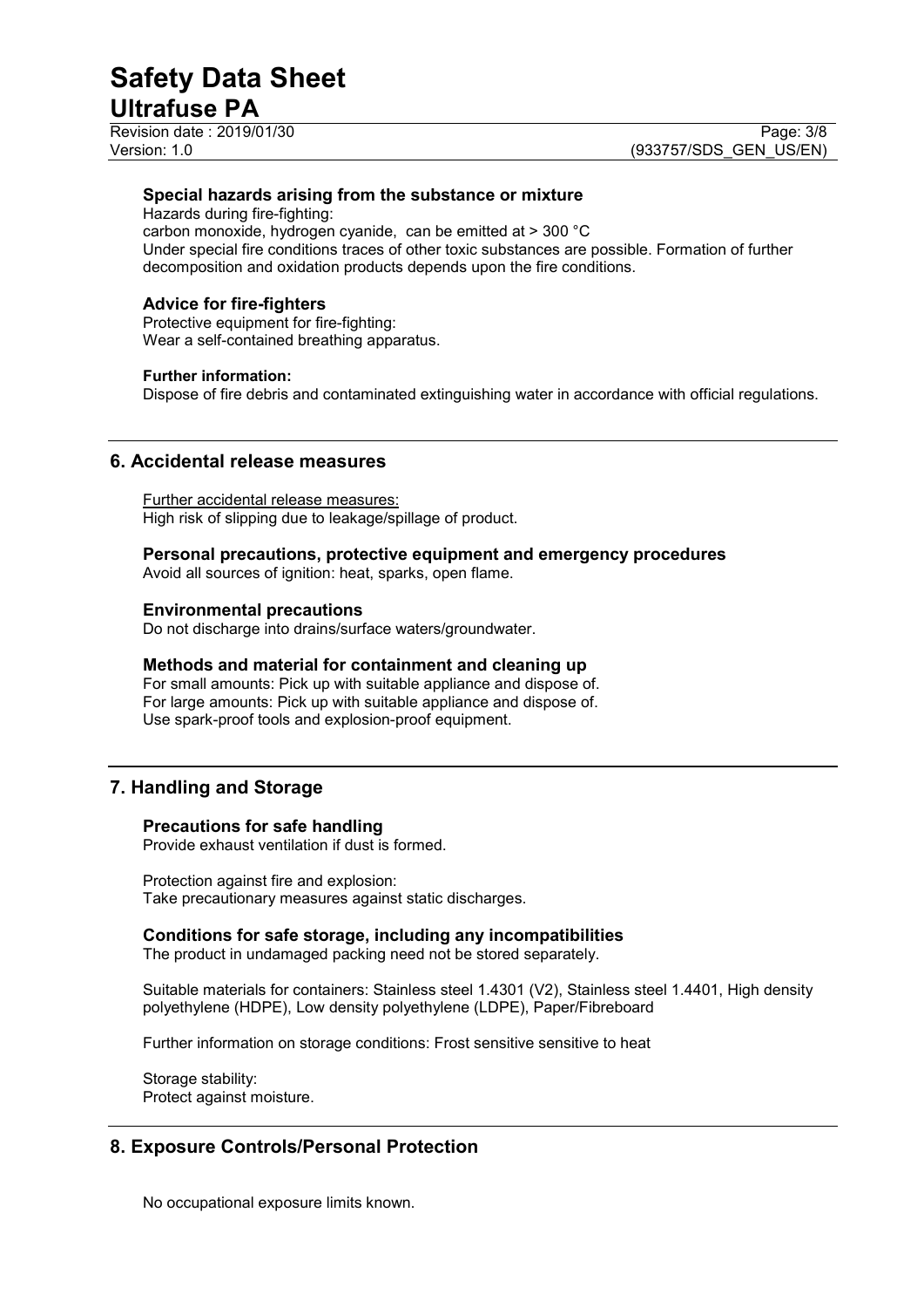### Special hazards arising from the substance or mixture

Hazards during fire-fighting:
carbon monoxide, hydrogen cyanide, can be emitted at > 300 °C
Under special fire conditions traces of other toxic substances are possible. Formation of further decomposition and oxidation products depends upon the fire conditions.

### Advice for fire-fighters

Protective equipment for fire-fighting:
Wear a self-contained breathing apparatus.

**Further information:**
Dispose of fire debris and contaminated extinguishing water in accordance with official regulations.

## 6. Accidental release measures

Further accidental release measures:
High risk of slipping due to leakage/spillage of product.

### Personal precautions, protective equipment and emergency procedures

Avoid all sources of ignition: heat, sparks, open flame.

### Environmental precautions

Do not discharge into drains/surface waters/groundwater.

### Methods and material for containment and cleaning up

For small amounts: Pick up with suitable appliance and dispose of.
For large amounts: Pick up with suitable appliance and dispose of.
Use spark-proof tools and explosion-proof equipment.

## 7. Handling and Storage

### Precautions for safe handling

Provide exhaust ventilation if dust is formed.

Protection against fire and explosion:
Take precautionary measures against static discharges.

### Conditions for safe storage, including any incompatibilities

The product in undamaged packing need not be stored separately.

Suitable materials for containers: Stainless steel 1.4301 (V2), Stainless steel 1.4401, High density polyethylene (HDPE), Low density polyethylene (LDPE), Paper/Fibreboard

Further information on storage conditions: Frost sensitive sensitive to heat

Storage stability:
Protect against moisture.

## 8. Exposure Controls/Personal Protection

No occupational exposure limits known.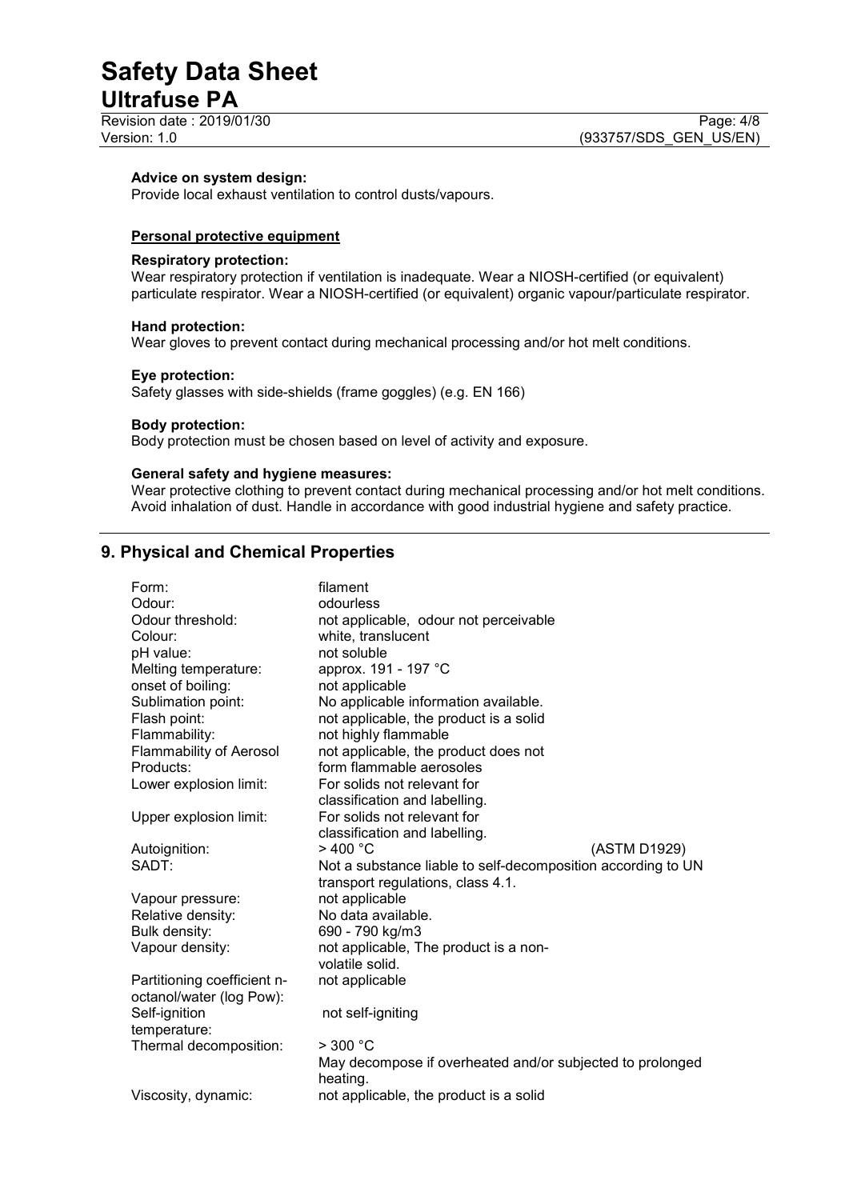**Advice on system design:**
Provide local exhaust ventilation to control dusts/vapours.

**Personal protective equipment**

**Respiratory protection:**
Wear respiratory protection if ventilation is inadequate. Wear a NIOSH-certified (or equivalent) particulate respirator. Wear a NIOSH-certified (or equivalent) organic vapour/particulate respirator.

**Hand protection:**
Wear gloves to prevent contact during mechanical processing and/or hot melt conditions.

**Eye protection:**
Safety glasses with side-shields (frame goggles) (e.g. EN 166)

**Body protection:**
Body protection must be chosen based on level of activity and exposure.

**General safety and hygiene measures:**
Wear protective clothing to prevent contact during mechanical processing and/or hot melt conditions. Avoid inhalation of dust. Handle in accordance with good industrial hygiene and safety practice.

## 9. Physical and Chemical Properties

| | | |
|---|---|---|
| Form: | filament | |
| Odour: | odourless | |
| Odour threshold: | not applicable, odour not perceivable | |
| Colour: | white, translucent | |
| pH value: | not soluble | |
| Melting temperature: | approx. 191 - 197 °C | |
| onset of boiling: | not applicable | |
| Sublimation point: | No applicable information available. | |
| Flash point: | not applicable, the product is a solid | |
| Flammability: | not highly flammable | |
| Flammability of Aerosol Products: | not applicable, the product does not form flammable aerosoles | |
| Lower explosion limit: | For solids not relevant for classification and labelling. | |
| Upper explosion limit: | For solids not relevant for classification and labelling. | |
| Autoignition: | > 400 °C | (ASTM D1929) |
| SADT: | Not a substance liable to self-decomposition according to UN transport regulations, class 4.1. | |
| Vapour pressure: | not applicable | |
| Relative density: | No data available. | |
| Bulk density: | 690 - 790 kg/m3 | |
| Vapour density: | not applicable, The product is a non-volatile solid. | |
| Partitioning coefficient n-octanol/water (log Pow): | not applicable | |
| Self-ignition temperature: | not self-igniting | |
| Thermal decomposition: | > 300 °C<br>May decompose if overheated and/or subjected to prolonged heating. | |
| Viscosity, dynamic: | not applicable, the product is a solid | |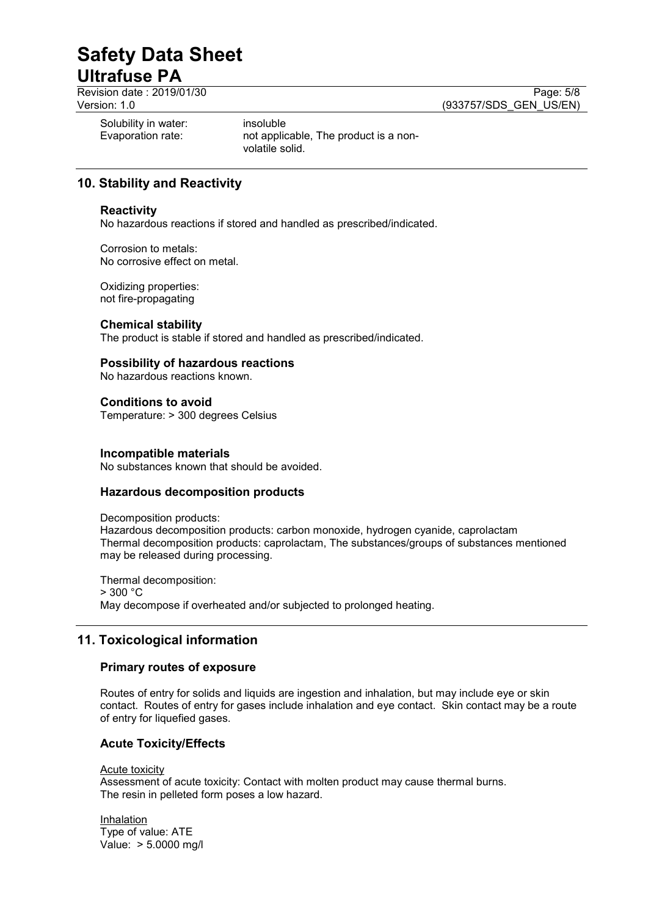Solubility in water: insoluble
Evaporation rate: not applicable, The product is a non-volatile solid.

## 10. Stability and Reactivity

### Reactivity

No hazardous reactions if stored and handled as prescribed/indicated.

Corrosion to metals:
No corrosive effect on metal.

Oxidizing properties:
not fire-propagating

### Chemical stability

The product is stable if stored and handled as prescribed/indicated.

### Possibility of hazardous reactions

No hazardous reactions known.

### Conditions to avoid

Temperature: > 300 degrees Celsius

### Incompatible materials

No substances known that should be avoided.

### Hazardous decomposition products

Decomposition products:
Hazardous decomposition products: carbon monoxide, hydrogen cyanide, caprolactam
Thermal decomposition products: caprolactam, The substances/groups of substances mentioned may be released during processing.

Thermal decomposition:
> 300 °C
May decompose if overheated and/or subjected to prolonged heating.

## 11. Toxicological information

### Primary routes of exposure

Routes of entry for solids and liquids are ingestion and inhalation, but may include eye or skin contact. Routes of entry for gases include inhalation and eye contact. Skin contact may be a route of entry for liquefied gases.

### Acute Toxicity/Effects

Acute toxicity
Assessment of acute toxicity: Contact with molten product may cause thermal burns.
The resin in pelleted form poses a low hazard.

Inhalation
Type of value: ATE
Value: > 5.0000 mg/l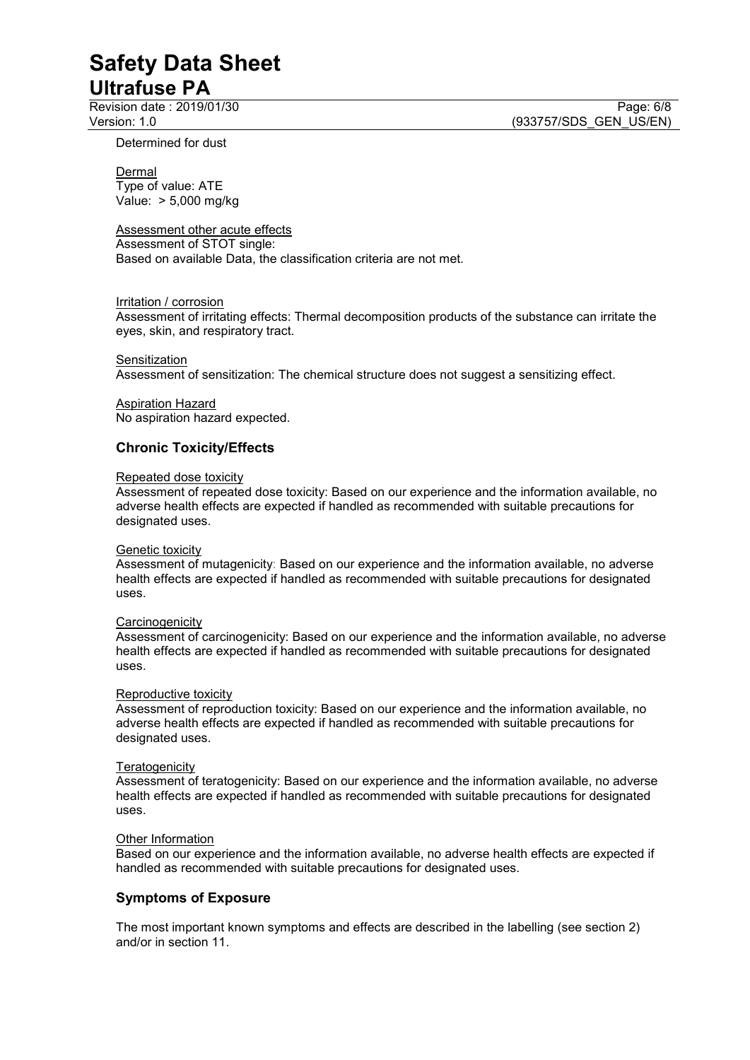Determined for dust

Dermal
Type of value: ATE
Value: > 5,000 mg/kg

Assessment other acute effects
Assessment of STOT single:
Based on available Data, the classification criteria are not met.

Irritation / corrosion
Assessment of irritating effects: Thermal decomposition products of the substance can irritate the eyes, skin, and respiratory tract.

Sensitization
Assessment of sensitization: The chemical structure does not suggest a sensitizing effect.

Aspiration Hazard
No aspiration hazard expected.

## Chronic Toxicity/Effects

Repeated dose toxicity
Assessment of repeated dose toxicity: Based on our experience and the information available, no adverse health effects are expected if handled as recommended with suitable precautions for designated uses.

Genetic toxicity
Assessment of mutagenicity: Based on our experience and the information available, no adverse health effects are expected if handled as recommended with suitable precautions for designated uses.

Carcinogenicity
Assessment of carcinogenicity: Based on our experience and the information available, no adverse health effects are expected if handled as recommended with suitable precautions for designated uses.

Reproductive toxicity
Assessment of reproduction toxicity: Based on our experience and the information available, no adverse health effects are expected if handled as recommended with suitable precautions for designated uses.

Teratogenicity
Assessment of teratogenicity: Based on our experience and the information available, no adverse health effects are expected if handled as recommended with suitable precautions for designated uses.

Other Information
Based on our experience and the information available, no adverse health effects are expected if handled as recommended with suitable precautions for designated uses.

## Symptoms of Exposure

The most important known symptoms and effects are described in the labelling (see section 2) and/or in section 11.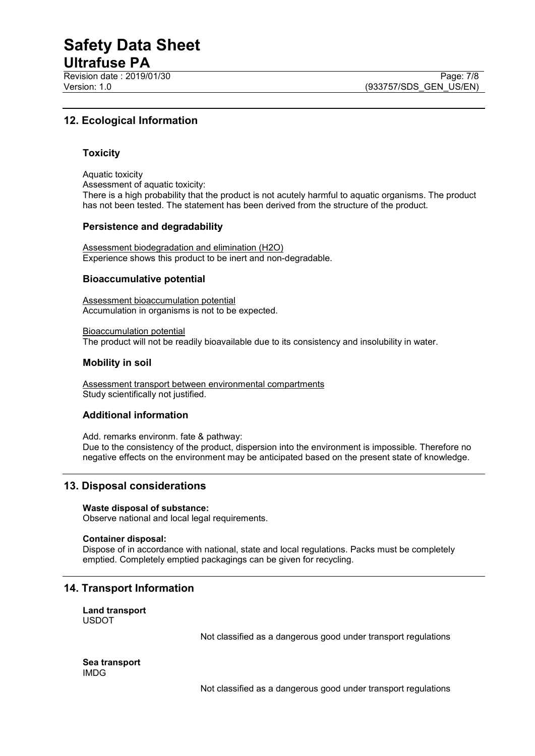## 12. Ecological Information

### Toxicity

Aquatic toxicity
Assessment of aquatic toxicity:
There is a high probability that the product is not acutely harmful to aquatic organisms. The product has not been tested. The statement has been derived from the structure of the product.

### Persistence and degradability

Assessment biodegradation and elimination ($H_2O$)
Experience shows this product to be inert and non-degradable.

### Bioaccumulative potential

Assessment bioaccumulation potential
Accumulation in organisms is not to be expected.

Bioaccumulation potential
The product will not be readily bioavailable due to its consistency and insolubility in water.

### Mobility in soil

Assessment transport between environmental compartments
Study scientifically not justified.

### Additional information

Add. remarks environm. fate & pathway:
Due to the consistency of the product, dispersion into the environment is impossible. Therefore no negative effects on the environment may be anticipated based on the present state of knowledge.

## 13. Disposal considerations

**Waste disposal of substance:**
Observe national and local legal requirements.

**Container disposal:**
Dispose of in accordance with national, state and local regulations. Packs must be completely emptied. Completely emptied packagings can be given for recycling.

## 14. Transport Information

**Land transport**
USDOT

Not classified as a dangerous good under transport regulations

**Sea transport**
IMDG

Not classified as a dangerous good under transport regulations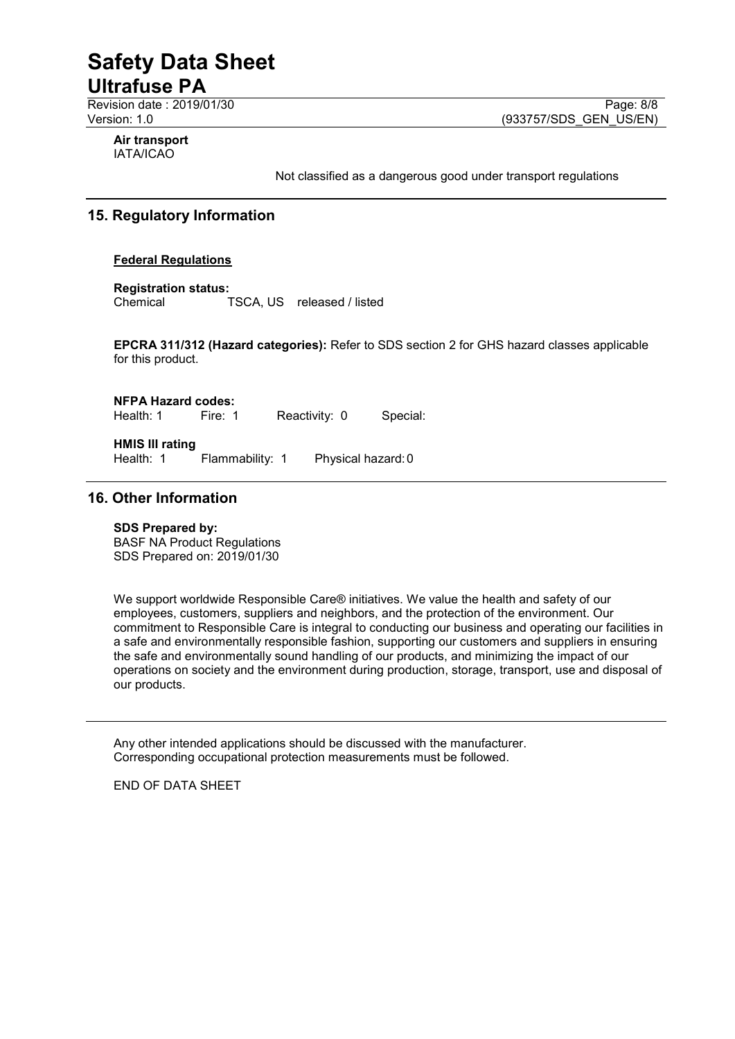**Air transport**
IATA/ICAO

Not classified as a dangerous good under transport regulations

## 15. Regulatory Information

**Federal Regulations**

**Registration status:**
Chemical TSCA, US released / listed

**EPCRA 311/312 (Hazard categories):** Refer to SDS section 2 for GHS hazard classes applicable for this product.

**NFPA Hazard codes:**
Health: 1 Fire: 1 Reactivity: 0 Special:

**HMIS III rating**
Health: 1 Flammability: 1 Physical hazard: 0

## 16. Other Information

**SDS Prepared by:**
BASF NA Product Regulations
SDS Prepared on: 2019/01/30

We support worldwide Responsible Care® initiatives. We value the health and safety of our employees, customers, suppliers and neighbors, and the protection of the environment. Our commitment to Responsible Care is integral to conducting our business and operating our facilities in a safe and environmentally responsible fashion, supporting our customers and suppliers in ensuring the safe and environmentally sound handling of our products, and minimizing the impact of our operations on society and the environment during production, storage, transport, use and disposal of our products.

Any other intended applications should be discussed with the manufacturer.
Corresponding occupational protection measurements must be followed.

END OF DATA SHEET